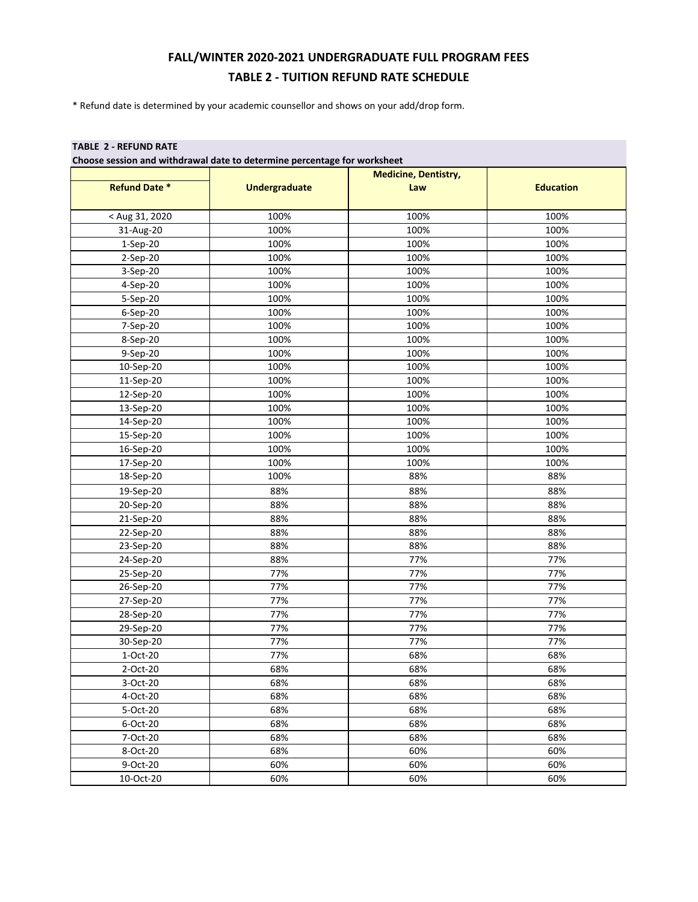# FALL/WINTER 2020-2021 UNDERGRADUATE FULL PROGRAM FEES

## TABLE 2 - TUITION REFUND RATE SCHEDULE

* Refund date is determined by your academic counsellor and shows on your add/drop form.

**TABLE 2 - REFUND RATE**

**Choose session and withdrawal date to determine percentage for worksheet**

| Refund Date * | Undergraduate | Medicine, Dentistry, Law | Education |
|---|---|---|---|
| < Aug 31, 2020 | 100% | 100% | 100% |
| 31-Aug-20 | 100% | 100% | 100% |
| 1-Sep-20 | 100% | 100% | 100% |
| 2-Sep-20 | 100% | 100% | 100% |
| 3-Sep-20 | 100% | 100% | 100% |
| 4-Sep-20 | 100% | 100% | 100% |
| 5-Sep-20 | 100% | 100% | 100% |
| 6-Sep-20 | 100% | 100% | 100% |
| 7-Sep-20 | 100% | 100% | 100% |
| 8-Sep-20 | 100% | 100% | 100% |
| 9-Sep-20 | 100% | 100% | 100% |
| 10-Sep-20 | 100% | 100% | 100% |
| 11-Sep-20 | 100% | 100% | 100% |
| 12-Sep-20 | 100% | 100% | 100% |
| 13-Sep-20 | 100% | 100% | 100% |
| 14-Sep-20 | 100% | 100% | 100% |
| 15-Sep-20 | 100% | 100% | 100% |
| 16-Sep-20 | 100% | 100% | 100% |
| 17-Sep-20 | 100% | 100% | 100% |
| 18-Sep-20 | 100% | 88% | 88% |
| 19-Sep-20 | 88% | 88% | 88% |
| 20-Sep-20 | 88% | 88% | 88% |
| 21-Sep-20 | 88% | 88% | 88% |
| 22-Sep-20 | 88% | 88% | 88% |
| 23-Sep-20 | 88% | 88% | 88% |
| 24-Sep-20 | 88% | 77% | 77% |
| 25-Sep-20 | 77% | 77% | 77% |
| 26-Sep-20 | 77% | 77% | 77% |
| 27-Sep-20 | 77% | 77% | 77% |
| 28-Sep-20 | 77% | 77% | 77% |
| 29-Sep-20 | 77% | 77% | 77% |
| 30-Sep-20 | 77% | 77% | 77% |
| 1-Oct-20 | 77% | 68% | 68% |
| 2-Oct-20 | 68% | 68% | 68% |
| 3-Oct-20 | 68% | 68% | 68% |
| 4-Oct-20 | 68% | 68% | 68% |
| 5-Oct-20 | 68% | 68% | 68% |
| 6-Oct-20 | 68% | 68% | 68% |
| 7-Oct-20 | 68% | 68% | 68% |
| 8-Oct-20 | 68% | 60% | 60% |
| 9-Oct-20 | 60% | 60% | 60% |
| 10-Oct-20 | 60% | 60% | 60% |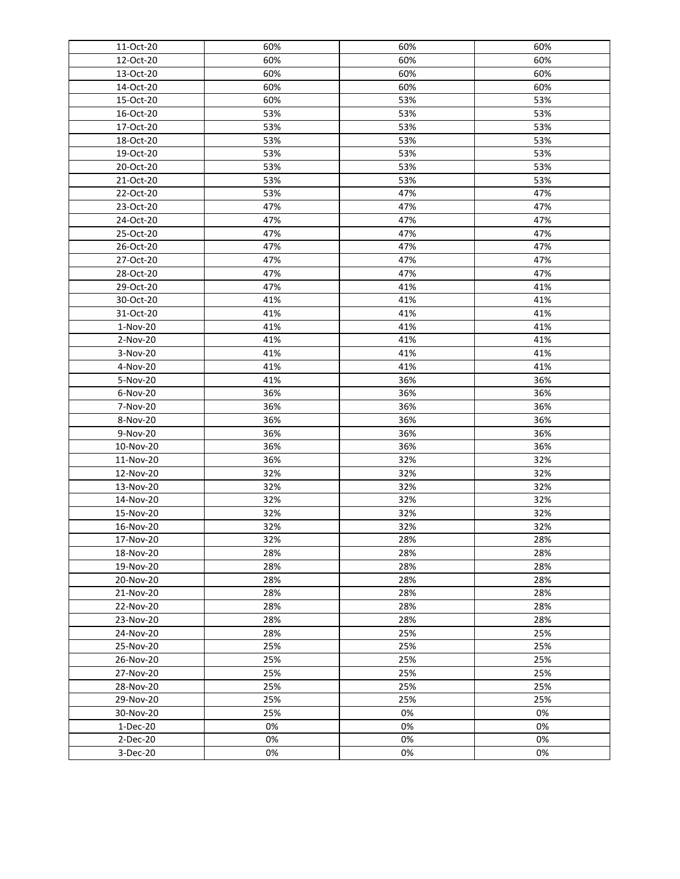| | | | |
|---|---|---|---|
| 11-Oct-20 | 60% | 60% | 60% |
| 12-Oct-20 | 60% | 60% | 60% |
| 13-Oct-20 | 60% | 60% | 60% |
| 14-Oct-20 | 60% | 60% | 60% |
| 15-Oct-20 | 60% | 53% | 53% |
| 16-Oct-20 | 53% | 53% | 53% |
| 17-Oct-20 | 53% | 53% | 53% |
| 18-Oct-20 | 53% | 53% | 53% |
| 19-Oct-20 | 53% | 53% | 53% |
| 20-Oct-20 | 53% | 53% | 53% |
| 21-Oct-20 | 53% | 53% | 53% |
| 22-Oct-20 | 53% | 47% | 47% |
| 23-Oct-20 | 47% | 47% | 47% |
| 24-Oct-20 | 47% | 47% | 47% |
| 25-Oct-20 | 47% | 47% | 47% |
| 26-Oct-20 | 47% | 47% | 47% |
| 27-Oct-20 | 47% | 47% | 47% |
| 28-Oct-20 | 47% | 47% | 47% |
| 29-Oct-20 | 47% | 41% | 41% |
| 30-Oct-20 | 41% | 41% | 41% |
| 31-Oct-20 | 41% | 41% | 41% |
| 1-Nov-20 | 41% | 41% | 41% |
| 2-Nov-20 | 41% | 41% | 41% |
| 3-Nov-20 | 41% | 41% | 41% |
| 4-Nov-20 | 41% | 41% | 41% |
| 5-Nov-20 | 41% | 36% | 36% |
| 6-Nov-20 | 36% | 36% | 36% |
| 7-Nov-20 | 36% | 36% | 36% |
| 8-Nov-20 | 36% | 36% | 36% |
| 9-Nov-20 | 36% | 36% | 36% |
| 10-Nov-20 | 36% | 36% | 36% |
| 11-Nov-20 | 36% | 32% | 32% |
| 12-Nov-20 | 32% | 32% | 32% |
| 13-Nov-20 | 32% | 32% | 32% |
| 14-Nov-20 | 32% | 32% | 32% |
| 15-Nov-20 | 32% | 32% | 32% |
| 16-Nov-20 | 32% | 32% | 32% |
| 17-Nov-20 | 32% | 28% | 28% |
| 18-Nov-20 | 28% | 28% | 28% |
| 19-Nov-20 | 28% | 28% | 28% |
| 20-Nov-20 | 28% | 28% | 28% |
| 21-Nov-20 | 28% | 28% | 28% |
| 22-Nov-20 | 28% | 28% | 28% |
| 23-Nov-20 | 28% | 28% | 28% |
| 24-Nov-20 | 28% | 25% | 25% |
| 25-Nov-20 | 25% | 25% | 25% |
| 26-Nov-20 | 25% | 25% | 25% |
| 27-Nov-20 | 25% | 25% | 25% |
| 28-Nov-20 | 25% | 25% | 25% |
| 29-Nov-20 | 25% | 25% | 25% |
| 30-Nov-20 | 25% | 0% | 0% |
| 1-Dec-20 | 0% | 0% | 0% |
| 2-Dec-20 | 0% | 0% | 0% |
| 3-Dec-20 | 0% | 0% | 0% |